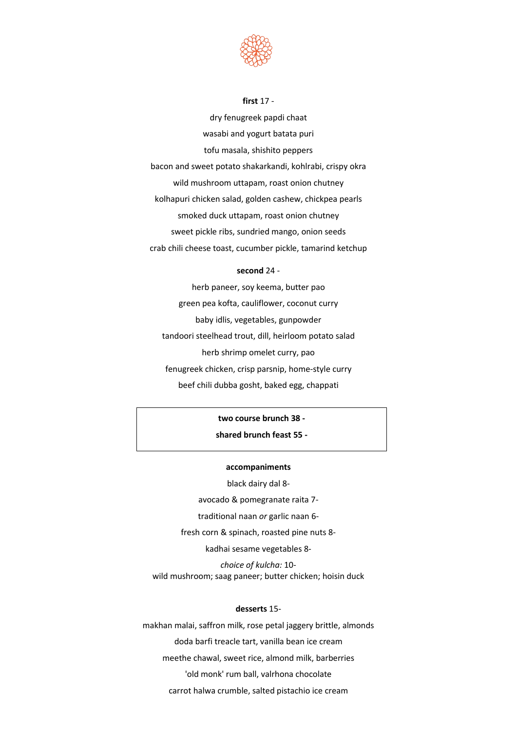**first** 17 -

dry fenugreek papdi chaat

wasabi and yogurt batata puri

tofu masala, shishito peppers

bacon and sweet potato shakarkandi, kohlrabi, crispy okra

wild mushroom uttapam, roast onion chutney

kolhapuri chicken salad, golden cashew, chickpea pearls

smoked duck uttapam, roast onion chutney

sweet pickle ribs, sundried mango, onion seeds

crab chili cheese toast, cucumber pickle, tamarind ketchup

**second** 24 -

herb paneer, soy keema, butter pao

green pea kofta, cauliflower, coconut curry

baby idlis, vegetables, gunpowder

tandoori steelhead trout, dill, heirloom potato salad

herb shrimp omelet curry, pao

fenugreek chicken, crisp parsnip, home-style curry

beef chili dubba gosht, baked egg, chappati

**two course brunch 38 -**

**shared brunch feast 55 -**

**accompaniments**

black dairy dal 8-

avocado & pomegranate raita 7-

traditional naan *or* garlic naan 6-

fresh corn & spinach, roasted pine nuts 8-

kadhai sesame vegetables 8-

*choice of kulcha:* 10-
wild mushroom; saag paneer; butter chicken; hoisin duck

**desserts** 15-

makhan malai, saffron milk, rose petal jaggery brittle, almonds

doda barfi treacle tart, vanilla bean ice cream

meethe chawal, sweet rice, almond milk, barberries

'old monk' rum ball, valrhona chocolate

carrot halwa crumble, salted pistachio ice cream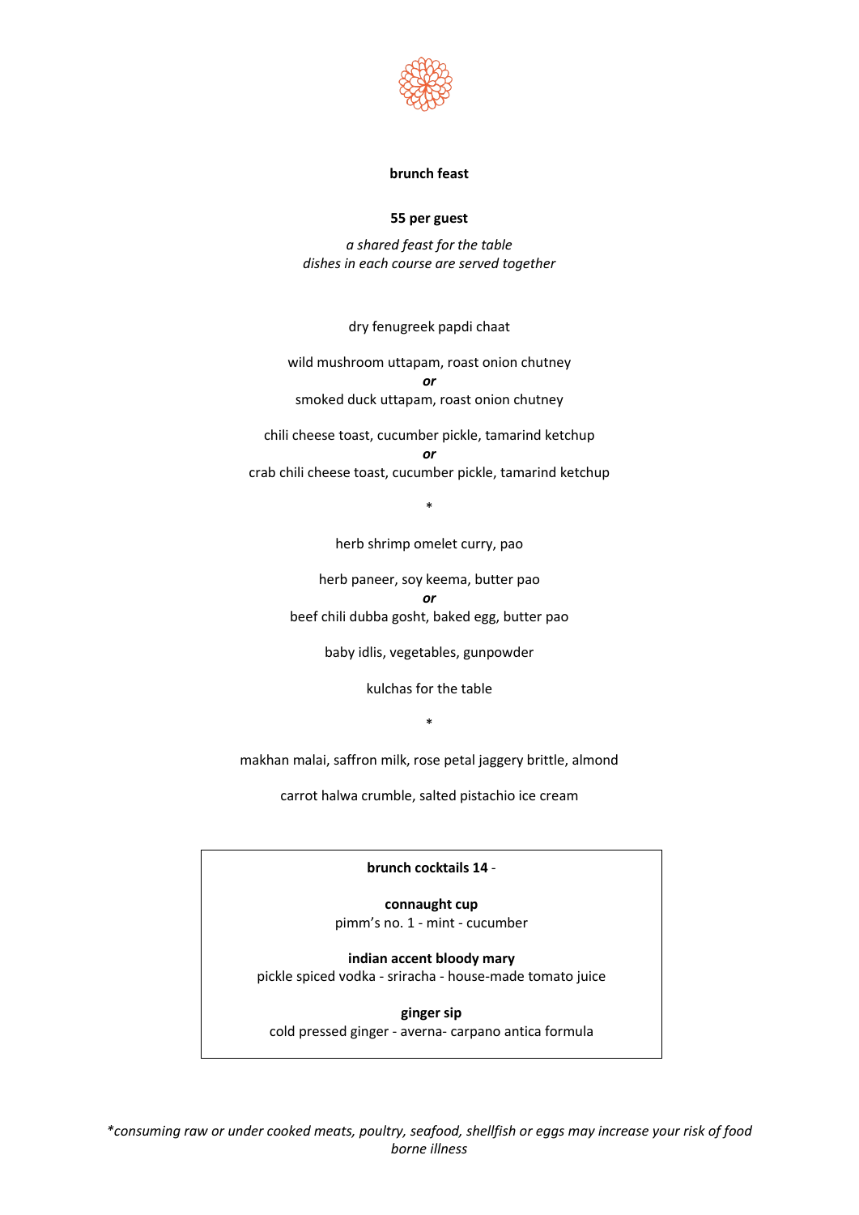**brunch feast**

**55 per guest**

*a shared feast for the table*
*dishes in each course are served together*

dry fenugreek papdi chaat

wild mushroom uttapam, roast onion chutney
***or***
smoked duck uttapam, roast onion chutney

chili cheese toast, cucumber pickle, tamarind ketchup
***or***
crab chili cheese toast, cucumber pickle, tamarind ketchup

*

herb shrimp omelet curry, pao

herb paneer, soy keema, butter pao
***or***
beef chili dubba gosht, baked egg, butter pao

baby idlis, vegetables, gunpowder

kulchas for the table

*

makhan malai, saffron milk, rose petal jaggery brittle, almond

carrot halwa crumble, salted pistachio ice cream

**brunch cocktails 14** -

**connaught cup**
pimm's no. 1 - mint - cucumber

**indian accent bloody mary**
pickle spiced vodka - sriracha - house-made tomato juice

**ginger sip**
cold pressed ginger - averna- carpano antica formula

*\*consuming raw or under cooked meats, poultry, seafood, shellfish or eggs may increase your risk of food borne illness*